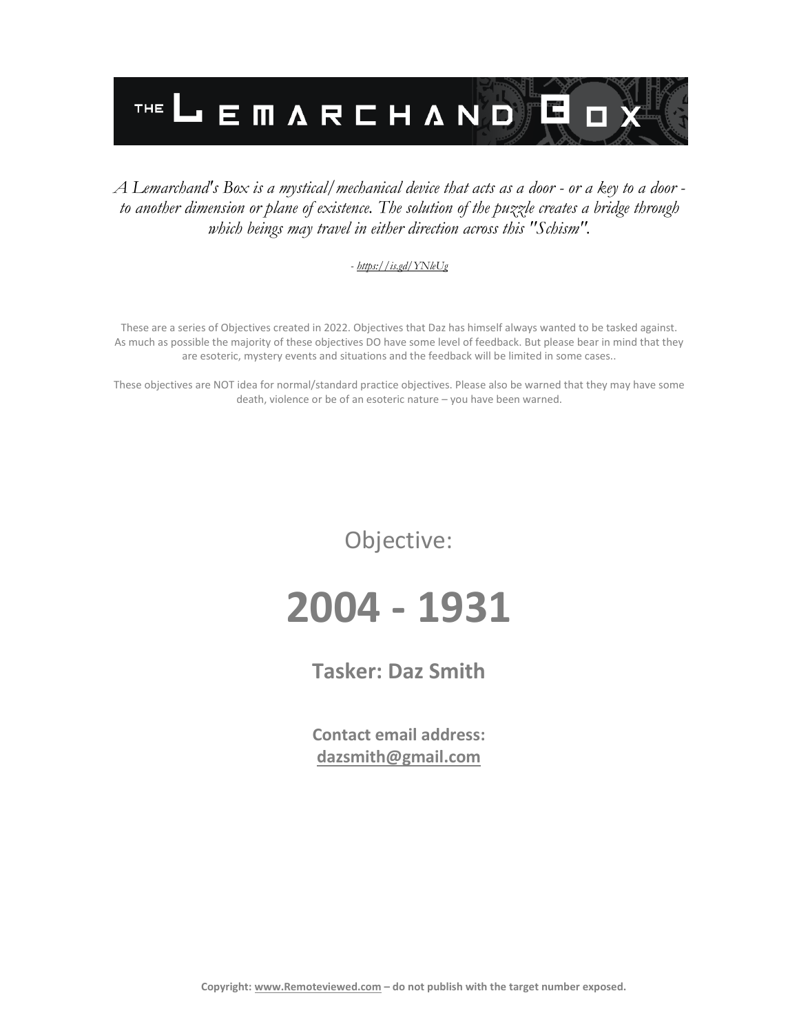# THE LEMARCHAND BOX

*A Lemarchand's Box is a mystical/mechanical device that acts as a door - or a key to a door - to another dimension or plane of existence. The solution of the puzzle creates a bridge through which beings may travel in either direction across this "Schism".*

*- https://is.gd/YNleUg*

These are a series of Objectives created in 2022. Objectives that Daz has himself always wanted to be tasked against. As much as possible the majority of these objectives DO have some level of feedback. But please bear in mind that they are esoteric, mystery events and situations and the feedback will be limited in some cases..

These objectives are NOT idea for normal/standard practice objectives. Please also be warned that they may have some death, violence or be of an esoteric nature – you have been warned.

Objective:

# 2004 - 1931

**Tasker: Daz Smith**

**Contact email address:**
**dazsmith@gmail.com**

**Copyright: www.Remoteviewed.com – do not publish with the target number exposed.**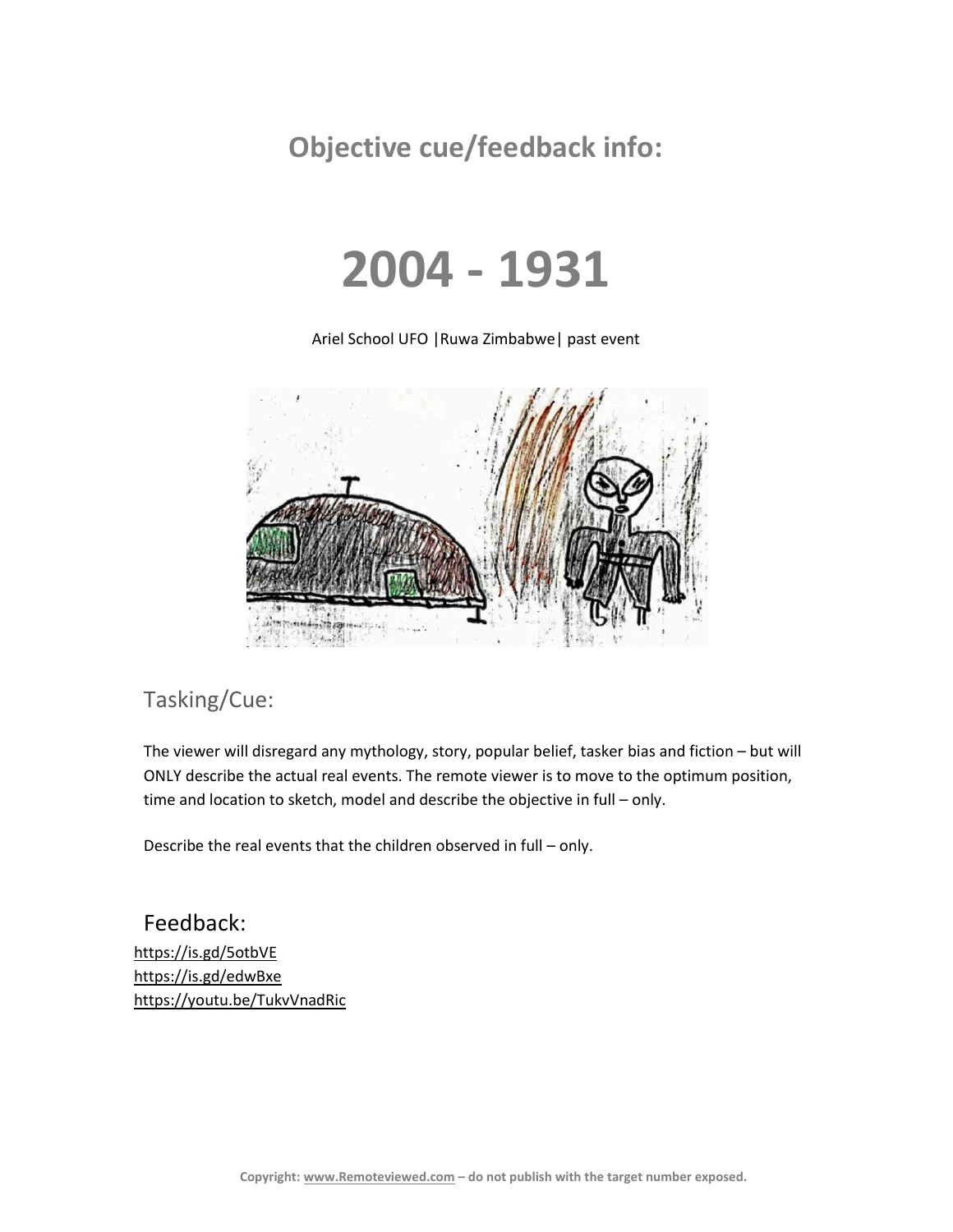## Objective cue/feedback info:

# 2004 - 1931

Ariel School UFO |Ruwa Zimbabwe| past event

### Tasking/Cue:

The viewer will disregard any mythology, story, popular belief, tasker bias and fiction – but will ONLY describe the actual real events. The remote viewer is to move to the optimum position, time and location to sketch, model and describe the objective in full – only.

Describe the real events that the children observed in full – only.

### Feedback:

https://is.gd/5otbVE
https://is.gd/edwBxe
https://youtu.be/TukvVnadRic

Copyright: www.Remoteviewed.com – do not publish with the target number exposed.